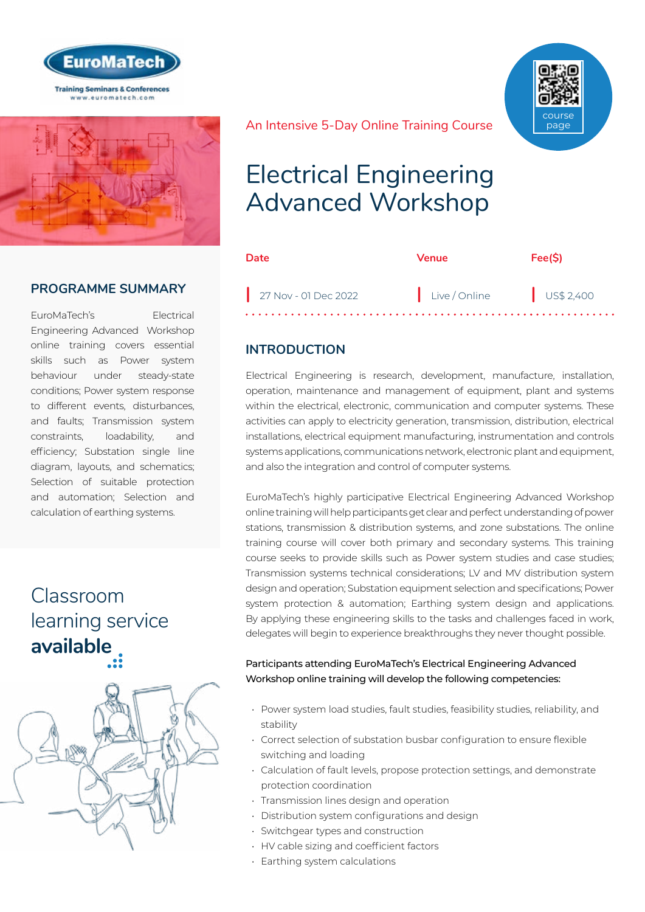EuroMaTech

Training Seminars & Conferences
www.euromatech.com

An Intensive 5-Day Online Training Course

course page

# Electrical Engineering Advanced Workshop

| Date | Venue | Fee($) |
|---|---|---|
| 27 Nov - 01 Dec 2022 | Live / Online | US$ 2,400 |

## PROGRAMME SUMMARY

EuroMaTech's Electrical Engineering Advanced Workshop online training covers essential skills such as Power system behaviour under steady-state conditions; Power system response to different events, disturbances, and faults; Transmission system constraints, loadability, and efficiency; Substation single line diagram, layouts, and schematics; Selection of suitable protection and automation; Selection and calculation of earthing systems.

Classroom learning service **available**

## INTRODUCTION

Electrical Engineering is research, development, manufacture, installation, operation, maintenance and management of equipment, plant and systems within the electrical, electronic, communication and computer systems. These activities can apply to electricity generation, transmission, distribution, electrical installations, electrical equipment manufacturing, instrumentation and controls systems applications, communications network, electronic plant and equipment, and also the integration and control of computer systems.

EuroMaTech's highly participative Electrical Engineering Advanced Workshop online training will help participants get clear and perfect understanding of power stations, transmission & distribution systems, and zone substations. The online training course will cover both primary and secondary systems. This training course seeks to provide skills such as Power system studies and case studies; Transmission systems technical considerations; LV and MV distribution system design and operation; Substation equipment selection and specifications; Power system protection & automation; Earthing system design and applications. By applying these engineering skills to the tasks and challenges faced in work, delegates will begin to experience breakthroughs they never thought possible.

Participants attending EuroMaTech's Electrical Engineering Advanced Workshop online training will develop the following competencies:

- Power system load studies, fault studies, feasibility studies, reliability, and stability
- Correct selection of substation busbar configuration to ensure flexible switching and loading
- Calculation of fault levels, propose protection settings, and demonstrate protection coordination
- Transmission lines design and operation
- Distribution system configurations and design
- Switchgear types and construction
- HV cable sizing and coefficient factors
- Earthing system calculations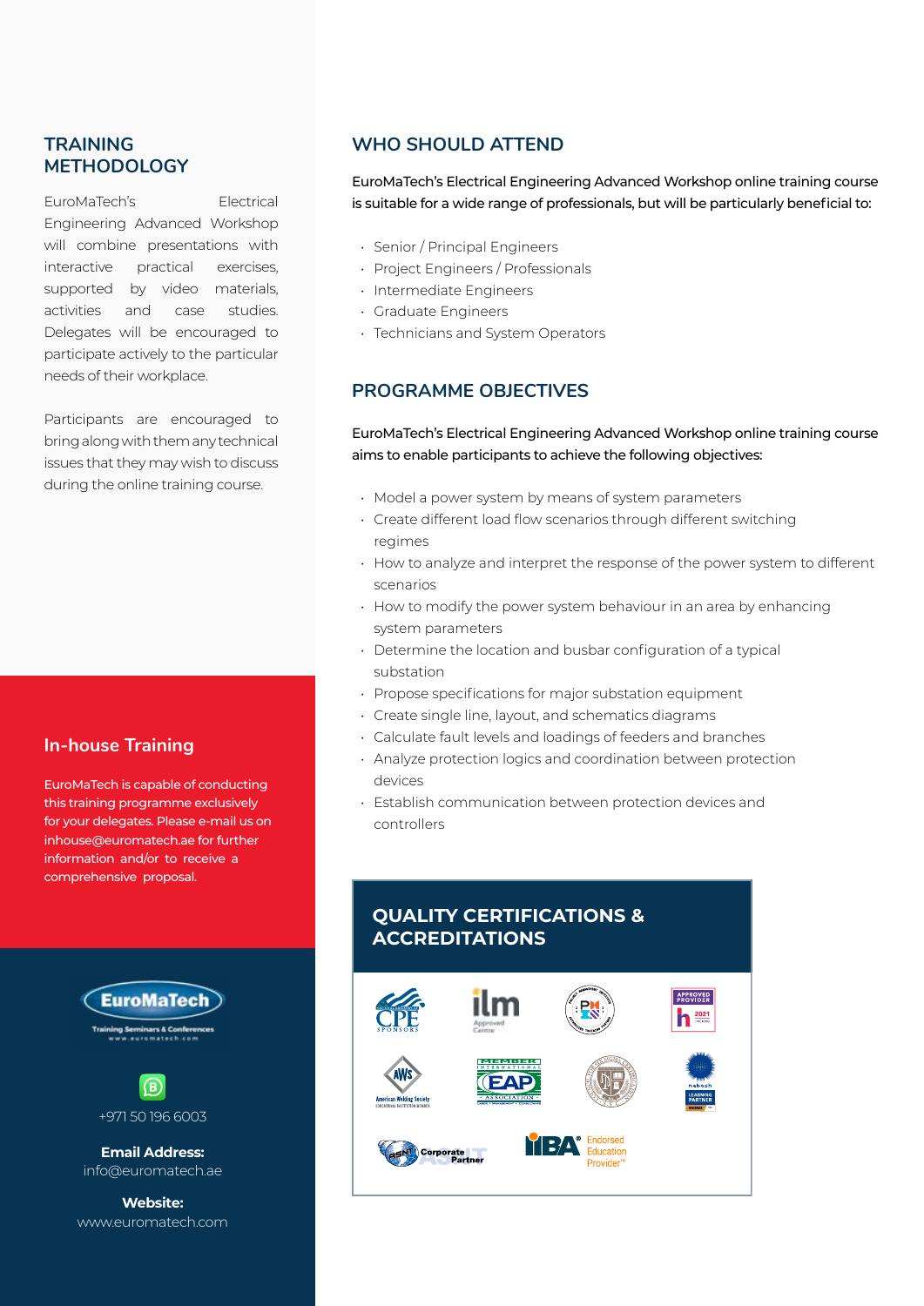## TRAINING METHODOLOGY

EuroMaTech's Electrical Engineering Advanced Workshop will combine presentations with interactive practical exercises, supported by video materials, activities and case studies. Delegates will be encouraged to participate actively to the particular needs of their workplace.

Participants are encouraged to bring along with them any technical issues that they may wish to discuss during the online training course.

## In-house Training

EuroMaTech is capable of conducting this training programme exclusively for your delegates. Please e-mail us on inhouse@euromatech.ae for further information and/or to receive a comprehensive proposal.

EuroMaTech
Training Seminars & Conferences
www.euromatech.com

+971 50 196 6003

**Email Address:**
info@euromatech.ae

**Website:**
www.euromatech.com

## WHO SHOULD ATTEND

EuroMaTech's Electrical Engineering Advanced Workshop online training course is suitable for a wide range of professionals, but will be particularly beneficial to:

- Senior / Principal Engineers
- Project Engineers / Professionals
- Intermediate Engineers
- Graduate Engineers
- Technicians and System Operators

## PROGRAMME OBJECTIVES

EuroMaTech's Electrical Engineering Advanced Workshop online training course aims to enable participants to achieve the following objectives:

- Model a power system by means of system parameters
- Create different load flow scenarios through different switching regimes
- How to analyze and interpret the response of the power system to different scenarios
- How to modify the power system behaviour in an area by enhancing system parameters
- Determine the location and busbar configuration of a typical substation
- Propose specifications for major substation equipment
- Create single line, layout, and schematics diagrams
- Calculate fault levels and loadings of feeders and branches
- Analyze protection logics and coordination between protection devices
- Establish communication between protection devices and controllers

## QUALITY CERTIFICATIONS & ACCREDITATIONS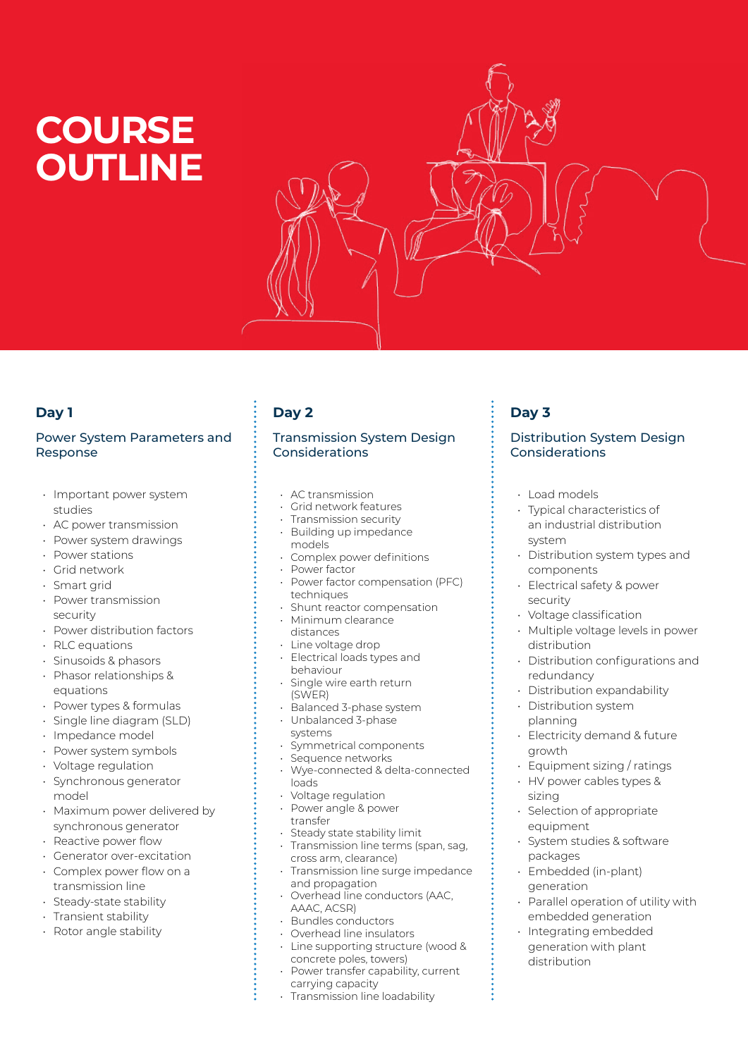# COURSE OUTLINE

## Day 1

### Power System Parameters and Response

- Important power system studies
- AC power transmission
- Power system drawings
- Power stations
- Grid network
- Smart grid
- Power transmission security
- Power distribution factors
- RLC equations
- Sinusoids & phasors
- Phasor relationships & equations
- Power types & formulas
- Single line diagram (SLD)
- Impedance model
- Power system symbols
- Voltage regulation
- Synchronous generator model
- Maximum power delivered by synchronous generator
- Reactive power flow
- Generator over-excitation
- Complex power flow on a transmission line
- Steady-state stability
- Transient stability
- Rotor angle stability

## Day 2

### Transmission System Design Considerations

- AC transmission
- Grid network features
- Transmission security
- Building up impedance models
- Complex power definitions
- Power factor
- Power factor compensation (PFC) techniques
- Shunt reactor compensation
- Minimum clearance distances
- Line voltage drop
- Electrical loads types and behaviour
- Single wire earth return (SWER)
- Balanced 3-phase system
- Unbalanced 3-phase systems
- Symmetrical components
- Sequence networks
- Wye-connected & delta-connected loads
- Voltage regulation
- Power angle & power transfer
- Steady state stability limit
- Transmission line terms (span, sag, cross arm, clearance)
- Transmission line surge impedance and propagation
- Overhead line conductors (AAC, AAAC, ACSR)
- Bundles conductors
- Overhead line insulators
- Line supporting structure (wood & concrete poles, towers)
- Power transfer capability, current carrying capacity
- Transmission line loadability

## Day 3

### Distribution System Design Considerations

- Load models
- Typical characteristics of an industrial distribution system
- Distribution system types and components
- Electrical safety & power security
- Voltage classification
- Multiple voltage levels in power distribution
- Distribution configurations and redundancy
- Distribution expandability
- Distribution system planning
- Electricity demand & future growth
- Equipment sizing / ratings
- HV power cables types & sizing
- Selection of appropriate equipment
- System studies & software packages
- Embedded (in-plant) generation
- Parallel operation of utility with embedded generation
- Integrating embedded generation with plant distribution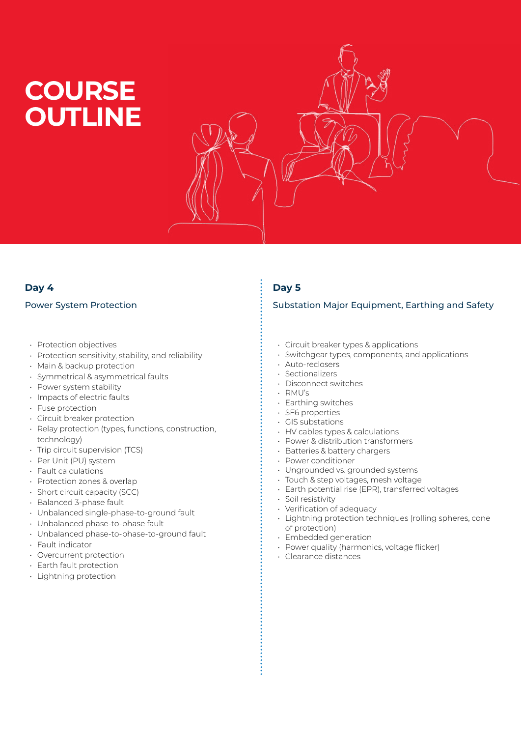# COURSE OUTLINE

## Day 4

### Power System Protection

- Protection objectives
- Protection sensitivity, stability, and reliability
- Main & backup protection
- Symmetrical & asymmetrical faults
- Power system stability
- Impacts of electric faults
- Fuse protection
- Circuit breaker protection
- Relay protection (types, functions, construction, technology)
- Trip circuit supervision (TCS)
- Per Unit (PU) system
- Fault calculations
- Protection zones & overlap
- Short circuit capacity (SCC)
- Balanced 3-phase fault
- Unbalanced single-phase-to-ground fault
- Unbalanced phase-to-phase fault
- Unbalanced phase-to-phase-to-ground fault
- Fault indicator
- Overcurrent protection
- Earth fault protection
- Lightning protection

## Day 5

### Substation Major Equipment, Earthing and Safety

- Circuit breaker types & applications
- Switchgear types, components, and applications
- Auto-reclosers
- Sectionalizers
- Disconnect switches
- RMU's
- Earthing switches
- SF6 properties
- GIS substations
- HV cables types & calculations
- Power & distribution transformers
- Batteries & battery chargers
- Power conditioner
- Ungrounded vs. grounded systems
- Touch & step voltages, mesh voltage
- Earth potential rise (EPR), transferred voltages
- Soil resistivity
- Verification of adequacy
- Lightning protection techniques (rolling spheres, cone of protection)
- Embedded generation
- Power quality (harmonics, voltage flicker)
- Clearance distances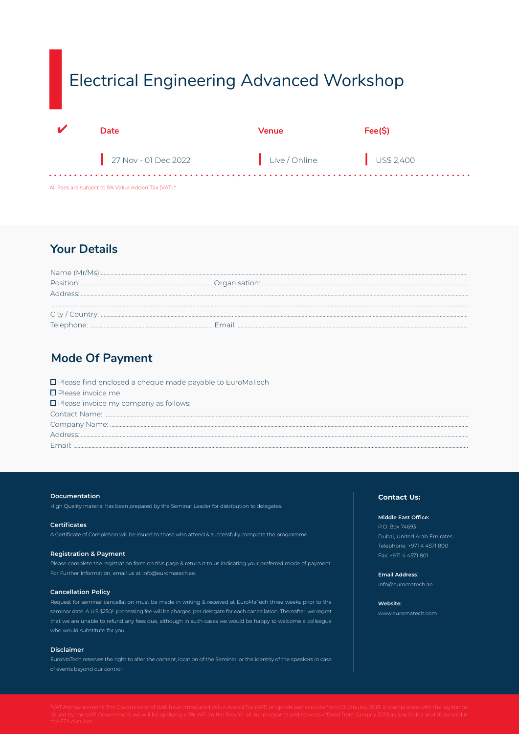# Electrical Engineering Advanced Workshop

| ✔ | Date | Venue | Fee($) |
| --- | --- | --- | --- |
| | 27 Nov - 01 Dec 2022 | Live / Online | US$ 2,400 |

All Fees are subject to 5% Value Added Tax (VAT).*

## Your Details

Name (Mr/Ms):

Position: Organisation:

Address:

City / Country:

Telephone: Email:

## Mode Of Payment

- ☐ Please find enclosed a cheque made payable to EuroMaTech
- ☐ Please invoice me
- ☐ Please invoice my company as follows:

Contact Name:

Company Name:

Address:

Email:

**Documentation**

High Quality material has been prepared by the Seminar Leader for distribution to delegates.

**Certificates**

A Certificate of Completion will be issued to those who attend & successfully complete the programme.

**Registration & Payment**

Please complete the registration form on this page & return it to us indicating your preferred mode of payment. For Further Information, email us at info@euromatech.ae.

**Cancellation Policy**

Request for seminar cancellation must be made in writing & received at EuroMaTech three weeks prior to the seminar date. A U.S.$250/- processing fee will be charged per delegate for each cancellation. Thereafter, we regret that we are unable to refund any fees due, although in such cases we would be happy to welcome a colleague who would substitute for you.

**Disclaimer**

EuroMaTech reserves the right to alter the content, location of the Seminar, or the identity of the speakers in case of events beyond our control.

**Contact Us:**

**Middle East Office:**
P.O. Box 74693
Dubai, United Arab Emirates
Telephone: +971 4 4571 800
Fax: +971 4 4571 801

**Email Address**
info@euromatech.ae

**Website:**
www.euromatech.com

*VAT Announcement: The Government of UAE have introduced Value Added Tax (VAT) on goods and services from 01-January-2018. In compliance with the legislation issued by the UAE Government, we will be applying a 5% VAT on the fees for all our programs and services offered from January 2018 as applicable and stipulated in the FTA circulars.